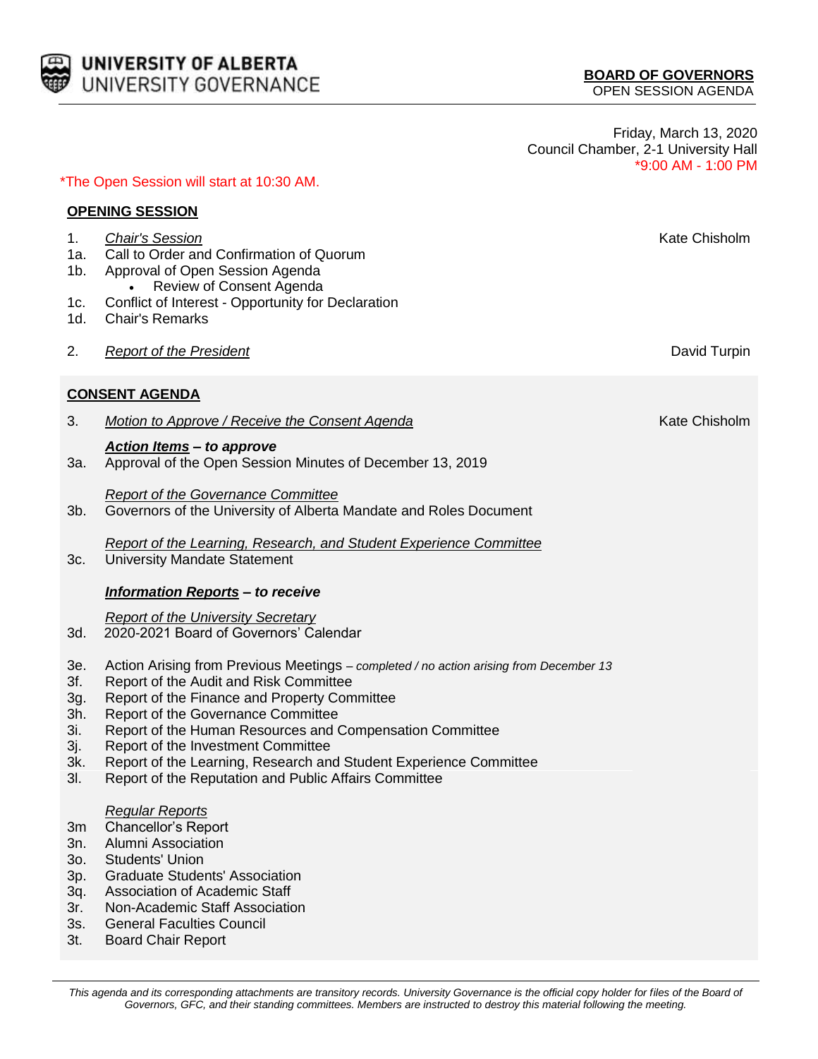**UNIVERSITY OF ALBERTA**
UNIVERSITY GOVERNANCE

**BOARD OF GOVERNORS**
OPEN SESSION AGENDA

Friday, March 13, 2020
Council Chamber, 2-1 University Hall
*9:00 AM - 1:00 PM

*The Open Session will start at 10:30 AM.

## OPENING SESSION

1. *Chair's Session* — Kate Chisholm

1a. Call to Order and Confirmation of Quorum
1b. Approval of Open Session Agenda
- Review of Consent Agenda

1c. Conflict of Interest - Opportunity for Declaration
1d. Chair's Remarks

2. *Report of the President* — David Turpin

## CONSENT AGENDA

3. *Motion to Approve / Receive the Consent Agenda* — Kate Chisholm

***Action Items* – to approve**

3a. Approval of the Open Session Minutes of December 13, 2019

*Report of the Governance Committee*

3b. Governors of the University of Alberta Mandate and Roles Document

*Report of the Learning, Research, and Student Experience Committee*

3c. University Mandate Statement

***Information Reports* – to receive**

*Report of the University Secretary*

3d. 2020-2021 Board of Governors' Calendar

3e. Action Arising from Previous Meetings – *completed / no action arising from December 13*
3f. Report of the Audit and Risk Committee
3g. Report of the Finance and Property Committee
3h. Report of the Governance Committee
3i. Report of the Human Resources and Compensation Committee
3j. Report of the Investment Committee
3k. Report of the Learning, Research and Student Experience Committee
3l. Report of the Reputation and Public Affairs Committee

*Regular Reports*

3m Chancellor's Report
3n. Alumni Association
3o. Students' Union
3p. Graduate Students' Association
3q. Association of Academic Staff
3r. Non-Academic Staff Association
3s. General Faculties Council
3t. Board Chair Report

*This agenda and its corresponding attachments are transitory records. University Governance is the official copy holder for files of the Board of Governors, GFC, and their standing committees. Members are instructed to destroy this material following the meeting.*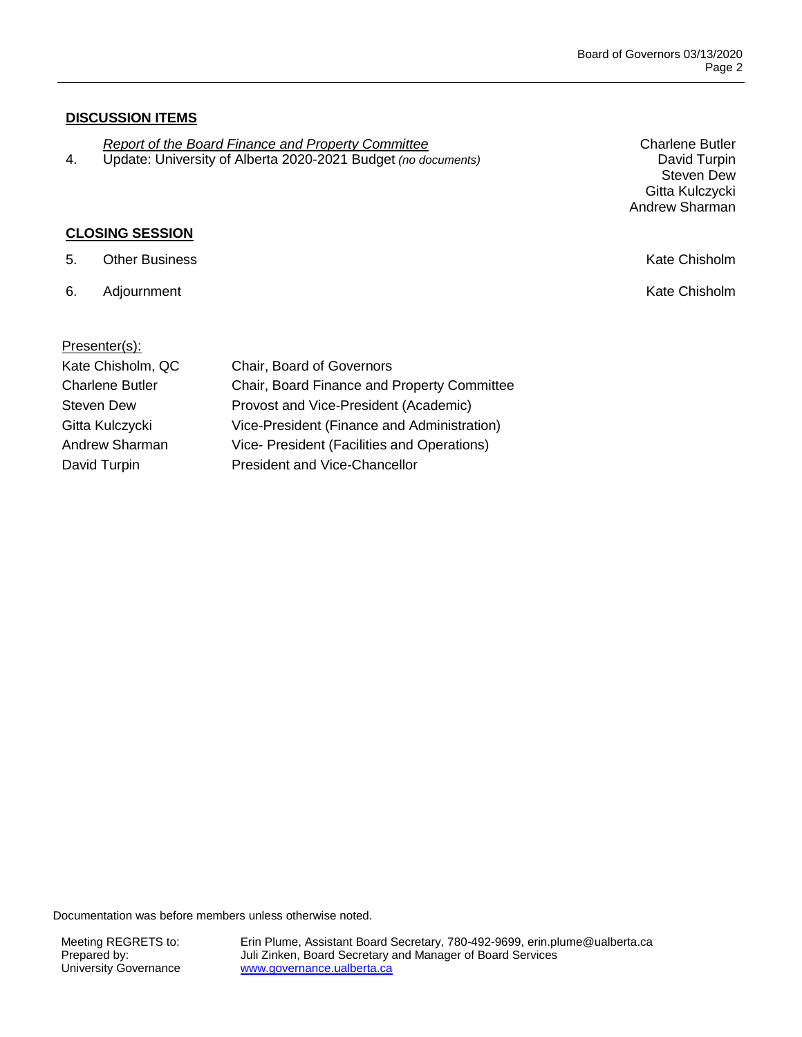**DISCUSSION ITEMS**

4. *Report of the Board Finance and Property Committee*
   Update: University of Alberta 2020-2021 Budget *(no documents)*

   Charlene Butler
   David Turpin
   Steven Dew
   Gitta Kulczycki
   Andrew Sharman

**CLOSING SESSION**

5. Other Business — Kate Chisholm

6. Adjournment — Kate Chisholm

Presenter(s):

| | |
|---|---|
| Kate Chisholm, QC | Chair, Board of Governors |
| Charlene Butler | Chair, Board Finance and Property Committee |
| Steven Dew | Provost and Vice-President (Academic) |
| Gitta Kulczycki | Vice-President (Finance and Administration) |
| Andrew Sharman | Vice- President (Facilities and Operations) |
| David Turpin | President and Vice-Chancellor |

Documentation was before members unless otherwise noted.

| | |
|---|---|
| Meeting REGRETS to: | Erin Plume, Assistant Board Secretary, 780-492-9699, erin.plume@ualberta.ca |
| Prepared by: | Juli Zinken, Board Secretary and Manager of Board Services |
| University Governance | www.governance.ualberta.ca |